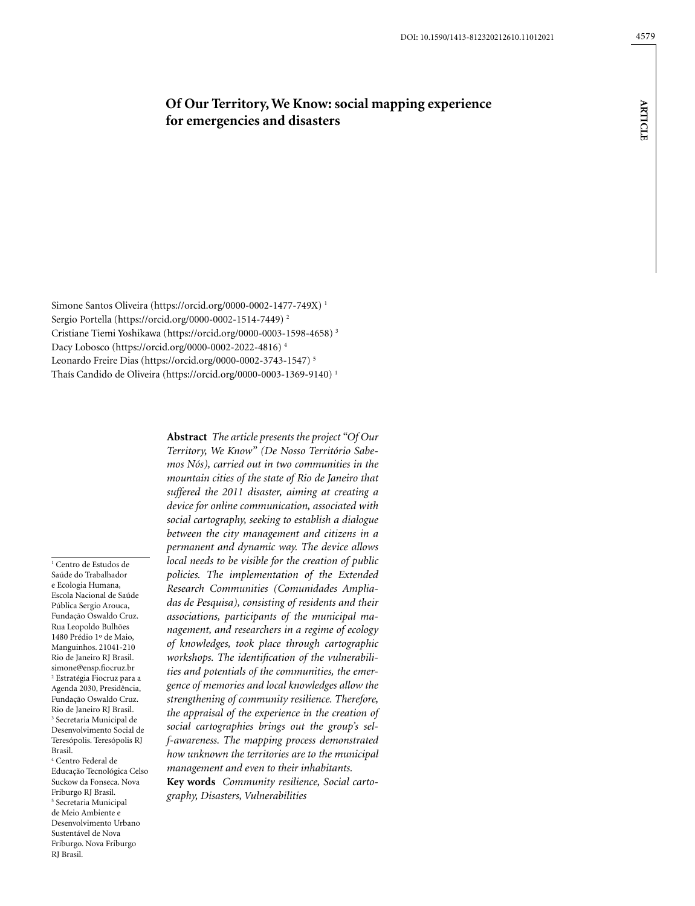DOI: 10.1590/1413-812320212610.11012021

ARTICLE

# Of Our Territory, We Know: social mapping experience for emergencies and disasters

Simone Santos Oliveira (https://orcid.org/0000-0002-1477-749X) [1]
Sergio Portella (https://orcid.org/0000-0002-1514-7449) [2]
Cristiane Tiemi Yoshikawa (https://orcid.org/0000-0003-1598-4658) [3]
Dacy Lobosco (https://orcid.org/0000-0002-2022-4816) [4]
Leonardo Freire Dias (https://orcid.org/0000-0002-3743-1547) [5]
Thaís Candido de Oliveira (https://orcid.org/0000-0003-1369-9140) [1]

**Abstract** *The article presents the project "Of Our Territory, We Know" (De Nosso Território Sabemos Nós), carried out in two communities in the mountain cities of the state of Rio de Janeiro that suffered the 2011 disaster, aiming at creating a device for online communication, associated with social cartography, seeking to establish a dialogue between the city management and citizens in a permanent and dynamic way. The device allows local needs to be visible for the creation of public policies. The implementation of the Extended Research Communities (Comunidades Ampliadas de Pesquisa), consisting of residents and their associations, participants of the municipal management, and researchers in a regime of ecology of knowledges, took place through cartographic workshops. The identification of the vulnerabilities and potentials of the communities, the emergence of memories and local knowledges allow the strengthening of community resilience. Therefore, the appraisal of the experience in the creation of social cartographies brings out the group's self-awareness. The mapping process demonstrated how unknown the territories are to the municipal management and even to their inhabitants.*

**Key words** *Community resilience, Social cartography, Disasters, Vulnerabilities*

[1] Centro de Estudos de Saúde do Trabalhador e Ecologia Humana, Escola Nacional de Saúde Pública Sergio Arouca, Fundação Oswaldo Cruz. Rua Leopoldo Bulhões 1480 Prédio 1º de Maio, Manguinhos. 21041-210 Rio de Janeiro RJ Brasil. simone@ensp.fiocruz.br
[2] Estratégia Fiocruz para a Agenda 2030, Presidência, Fundação Oswaldo Cruz. Rio de Janeiro RJ Brasil.
[3] Secretaria Municipal de Desenvolvimento Social de Teresópolis. Teresópolis RJ Brasil.
[4] Centro Federal de Educação Tecnológica Celso Suckow da Fonseca. Nova Friburgo RJ Brasil.
[5] Secretaria Municipal de Meio Ambiente e Desenvolvimento Urbano Sustentável de Nova Friburgo. Nova Friburgo RJ Brasil.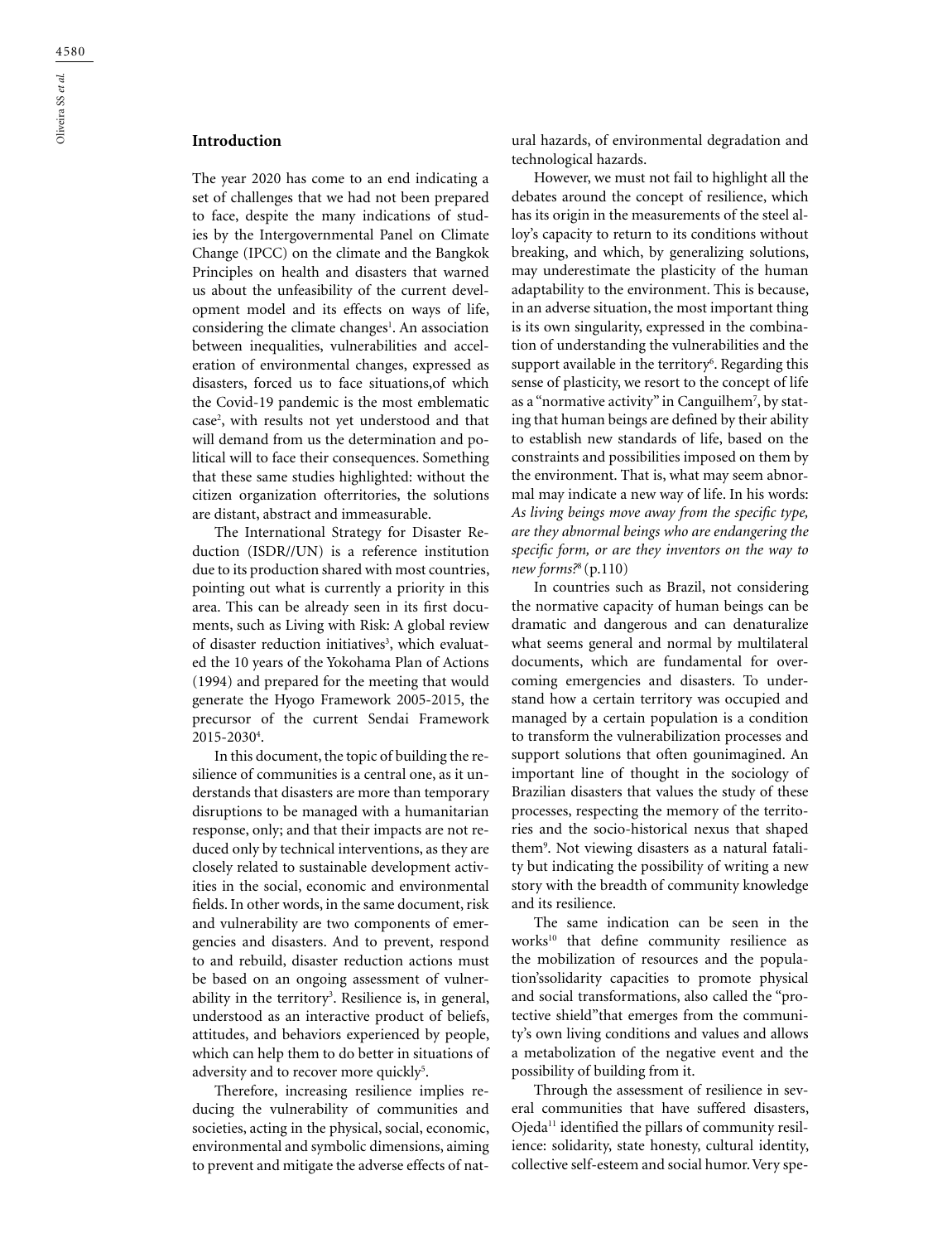## Introduction

The year 2020 has come to an end indicating a set of challenges that we had not been prepared to face, despite the many indications of studies by the Intergovernmental Panel on Climate Change (IPCC) on the climate and the Bangkok Principles on health and disasters that warned us about the unfeasibility of the current development model and its effects on ways of life, considering the climate changes[1]. An association between inequalities, vulnerabilities and acceleration of environmental changes, expressed as disasters, forced us to face situations,of which the Covid-19 pandemic is the most emblematic case[2], with results not yet understood and that will demand from us the determination and political will to face their consequences. Something that these same studies highlighted: without the citizen organization ofterritories, the solutions are distant, abstract and immeasurable.

The International Strategy for Disaster Reduction (ISDR//UN) is a reference institution due to its production shared with most countries, pointing out what is currently a priority in this area. This can be already seen in its first documents, such as Living with Risk: A global review of disaster reduction initiatives[3], which evaluated the 10 years of the Yokohama Plan of Actions (1994) and prepared for the meeting that would generate the Hyogo Framework 2005-2015, the precursor of the current Sendai Framework 2015-2030[4].

In this document, the topic of building the resilience of communities is a central one, as it understands that disasters are more than temporary disruptions to be managed with a humanitarian response, only; and that their impacts are not reduced only by technical interventions, as they are closely related to sustainable development activities in the social, economic and environmental fields. In other words, in the same document, risk and vulnerability are two components of emergencies and disasters. And to prevent, respond to and rebuild, disaster reduction actions must be based on an ongoing assessment of vulnerability in the territory[3]. Resilience is, in general, understood as an interactive product of beliefs, attitudes, and behaviors experienced by people, which can help them to do better in situations of adversity and to recover more quickly[5].

Therefore, increasing resilience implies reducing the vulnerability of communities and societies, acting in the physical, social, economic, environmental and symbolic dimensions, aiming to prevent and mitigate the adverse effects of natural hazards, of environmental degradation and technological hazards.

However, we must not fail to highlight all the debates around the concept of resilience, which has its origin in the measurements of the steel alloy's capacity to return to its conditions without breaking, and which, by generalizing solutions, may underestimate the plasticity of the human adaptability to the environment. This is because, in an adverse situation, the most important thing is its own singularity, expressed in the combination of understanding the vulnerabilities and the support available in the territory[6]. Regarding this sense of plasticity, we resort to the concept of life as a "normative activity" in Canguilhem[7], by stating that human beings are defined by their ability to establish new standards of life, based on the constraints and possibilities imposed on them by the environment. That is, what may seem abnormal may indicate a new way of life. In his words: *As living beings move away from the specific type, are they abnormal beings who are endangering the specific form, or are they inventors on the way to new forms?*[8] (p.110)

In countries such as Brazil, not considering the normative capacity of human beings can be dramatic and dangerous and can denaturalize what seems general and normal by multilateral documents, which are fundamental for overcoming emergencies and disasters. To understand how a certain territory was occupied and managed by a certain population is a condition to transform the vulnerabilization processes and support solutions that often gounimagined. An important line of thought in the sociology of Brazilian disasters that values the study of these processes, respecting the memory of the territories and the socio-historical nexus that shaped them[9]. Not viewing disasters as a natural fatality but indicating the possibility of writing a new story with the breadth of community knowledge and its resilience.

The same indication can be seen in the works[10] that define community resilience as the mobilization of resources and the population'ssolidarity capacities to promote physical and social transformations, also called the "protective shield"that emerges from the community's own living conditions and values and allows a metabolization of the negative event and the possibility of building from it.

Through the assessment of resilience in several communities that have suffered disasters, Ojeda[11] identified the pillars of community resilience: solidarity, state honesty, cultural identity, collective self-esteem and social humor. Very spe-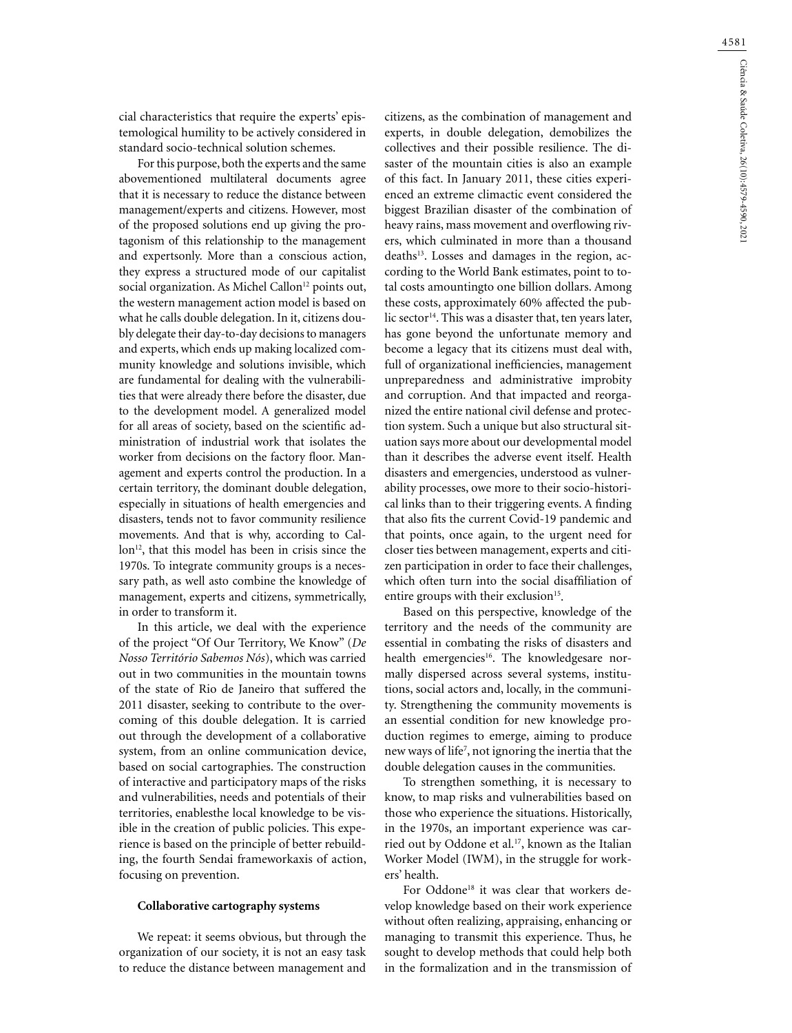cial characteristics that require the experts' epistemological humility to be actively considered in standard socio-technical solution schemes.

For this purpose, both the experts and the same abovementioned multilateral documents agree that it is necessary to reduce the distance between management/experts and citizens. However, most of the proposed solutions end up giving the protagonism of this relationship to the management and expertsonly. More than a conscious action, they express a structured mode of our capitalist social organization. As Michel Callon[12] points out, the western management action model is based on what he calls double delegation. In it, citizens doubly delegate their day-to-day decisions to managers and experts, which ends up making localized community knowledge and solutions invisible, which are fundamental for dealing with the vulnerabilities that were already there before the disaster, due to the development model. A generalized model for all areas of society, based on the scientific administration of industrial work that isolates the worker from decisions on the factory floor. Management and experts control the production. In a certain territory, the dominant double delegation, especially in situations of health emergencies and disasters, tends not to favor community resilience movements. And that is why, according to Callon[12], that this model has been in crisis since the 1970s. To integrate community groups is a necessary path, as well asto combine the knowledge of management, experts and citizens, symmetrically, in order to transform it.

In this article, we deal with the experience of the project "Of Our Territory, We Know" (*De Nosso Território Sabemos Nós*), which was carried out in two communities in the mountain towns of the state of Rio de Janeiro that suffered the 2011 disaster, seeking to contribute to the overcoming of this double delegation. It is carried out through the development of a collaborative system, from an online communication device, based on social cartographies. The construction of interactive and participatory maps of the risks and vulnerabilities, needs and potentials of their territories, enablesthe local knowledge to be visible in the creation of public policies. This experience is based on the principle of better rebuilding, the fourth Sendai frameworkaxis of action, focusing on prevention.

**Collaborative cartography systems**

We repeat: it seems obvious, but through the organization of our society, it is not an easy task to reduce the distance between management and citizens, as the combination of management and experts, in double delegation, demobilizes the collectives and their possible resilience. The disaster of the mountain cities is also an example of this fact. In January 2011, these cities experienced an extreme climactic event considered the biggest Brazilian disaster of the combination of heavy rains, mass movement and overflowing rivers, which culminated in more than a thousand deaths[13]. Losses and damages in the region, according to the World Bank estimates, point to total costs amountingto one billion dollars. Among these costs, approximately 60% affected the public sector[14]. This was a disaster that, ten years later, has gone beyond the unfortunate memory and become a legacy that its citizens must deal with, full of organizational inefficiencies, management unpreparedness and administrative improbity and corruption. And that impacted and reorganized the entire national civil defense and protection system. Such a unique but also structural situation says more about our developmental model than it describes the adverse event itself. Health disasters and emergencies, understood as vulnerability processes, owe more to their socio-historical links than to their triggering events. A finding that also fits the current Covid-19 pandemic and that points, once again, to the urgent need for closer ties between management, experts and citizen participation in order to face their challenges, which often turn into the social disaffiliation of entire groups with their exclusion[15].

Based on this perspective, knowledge of the territory and the needs of the community are essential in combating the risks of disasters and health emergencies[16]. The knowledgesare normally dispersed across several systems, institutions, social actors and, locally, in the community. Strengthening the community movements is an essential condition for new knowledge production regimes to emerge, aiming to produce new ways of life[7], not ignoring the inertia that the double delegation causes in the communities.

To strengthen something, it is necessary to know, to map risks and vulnerabilities based on those who experience the situations. Historically, in the 1970s, an important experience was carried out by Oddone et al.[17], known as the Italian Worker Model (IWM), in the struggle for workers' health.

For Oddone[18] it was clear that workers develop knowledge based on their work experience without often realizing, appraising, enhancing or managing to transmit this experience. Thus, he sought to develop methods that could help both in the formalization and in the transmission of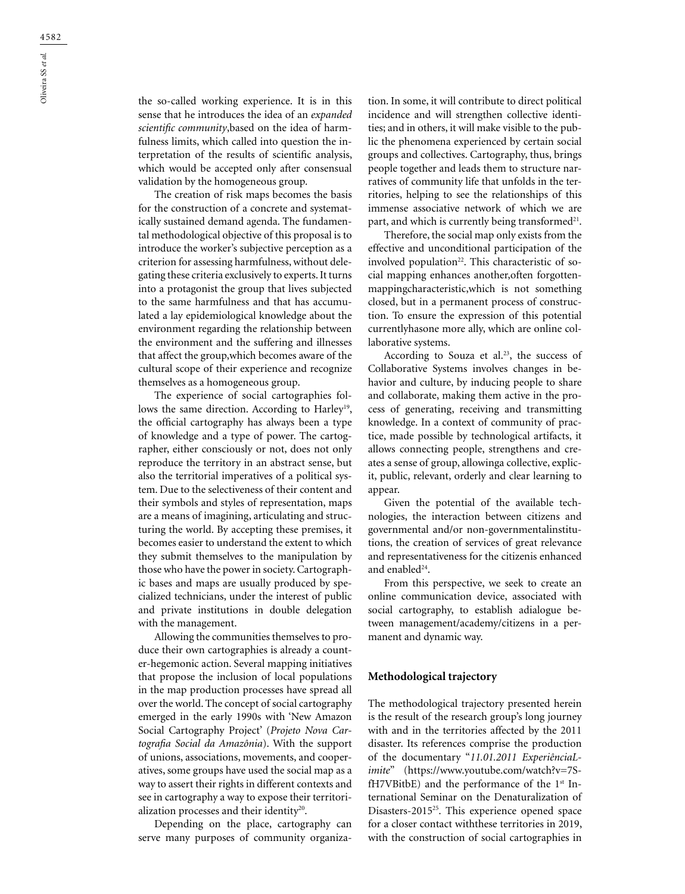the so-called working experience. It is in this sense that he introduces the idea of an *expanded scientific community*,based on the idea of harmfulness limits, which called into question the interpretation of the results of scientific analysis, which would be accepted only after consensual validation by the homogeneous group.

The creation of risk maps becomes the basis for the construction of a concrete and systematically sustained demand agenda. The fundamental methodological objective of this proposal is to introduce the worker's subjective perception as a criterion for assessing harmfulness, without delegating these criteria exclusively to experts. It turns into a protagonist the group that lives subjected to the same harmfulness and that has accumulated a lay epidemiological knowledge about the environment regarding the relationship between the environment and the suffering and illnesses that affect the group,which becomes aware of the cultural scope of their experience and recognize themselves as a homogeneous group.

The experience of social cartographies follows the same direction. According to Harley[19], the official cartography has always been a type of knowledge and a type of power. The cartographer, either consciously or not, does not only reproduce the territory in an abstract sense, but also the territorial imperatives of a political system. Due to the selectiveness of their content and their symbols and styles of representation, maps are a means of imagining, articulating and structuring the world. By accepting these premises, it becomes easier to understand the extent to which they submit themselves to the manipulation by those who have the power in society. Cartographic bases and maps are usually produced by specialized technicians, under the interest of public and private institutions in double delegation with the management.

Allowing the communities themselves to produce their own cartographies is already a counter-hegemonic action. Several mapping initiatives that propose the inclusion of local populations in the map production processes have spread all over the world. The concept of social cartography emerged in the early 1990s with 'New Amazon Social Cartography Project' (*Projeto Nova Cartografia Social da Amazônia*). With the support of unions, associations, movements, and cooperatives, some groups have used the social map as a way to assert their rights in different contexts and see in cartography a way to expose their territorialization processes and their identity[20].

Depending on the place, cartography can serve many purposes of community organization. In some, it will contribute to direct political incidence and will strengthen collective identities; and in others, it will make visible to the public the phenomena experienced by certain social groups and collectives. Cartography, thus, brings people together and leads them to structure narratives of community life that unfolds in the territories, helping to see the relationships of this immense associative network of which we are part, and which is currently being transformed[21].

Therefore, the social map only exists from the effective and unconditional participation of the involved population[22]. This characteristic of social mapping enhances another,often forgottenmappingcharacteristic,which is not something closed, but in a permanent process of construction. To ensure the expression of this potential currentlyhasone more ally, which are online collaborative systems.

According to Souza et al.[23], the success of Collaborative Systems involves changes in behavior and culture, by inducing people to share and collaborate, making them active in the process of generating, receiving and transmitting knowledge. In a context of community of practice, made possible by technological artifacts, it allows connecting people, strengthens and creates a sense of group, allowinga collective, explicit, public, relevant, orderly and clear learning to appear.

Given the potential of the available technologies, the interaction between citizens and governmental and/or non-governmentalinstitutions, the creation of services of great relevance and representativeness for the citizenis enhanced and enabled[24].

From this perspective, we seek to create an online communication device, associated with social cartography, to establish adialogue between management/academy/citizens in a permanent and dynamic way.

## Methodological trajectory

The methodological trajectory presented herein is the result of the research group's long journey with and in the territories affected by the 2011 disaster. Its references comprise the production of the documentary "*11.01.2011 ExperiênciaLimite*" (https://www.youtube.com/watch?v=7SfH7VBitbE) and the performance of the 1st International Seminar on the Denaturalization of Disasters-2015[25]. This experience opened space for a closer contact withthese territories in 2019, with the construction of social cartographies in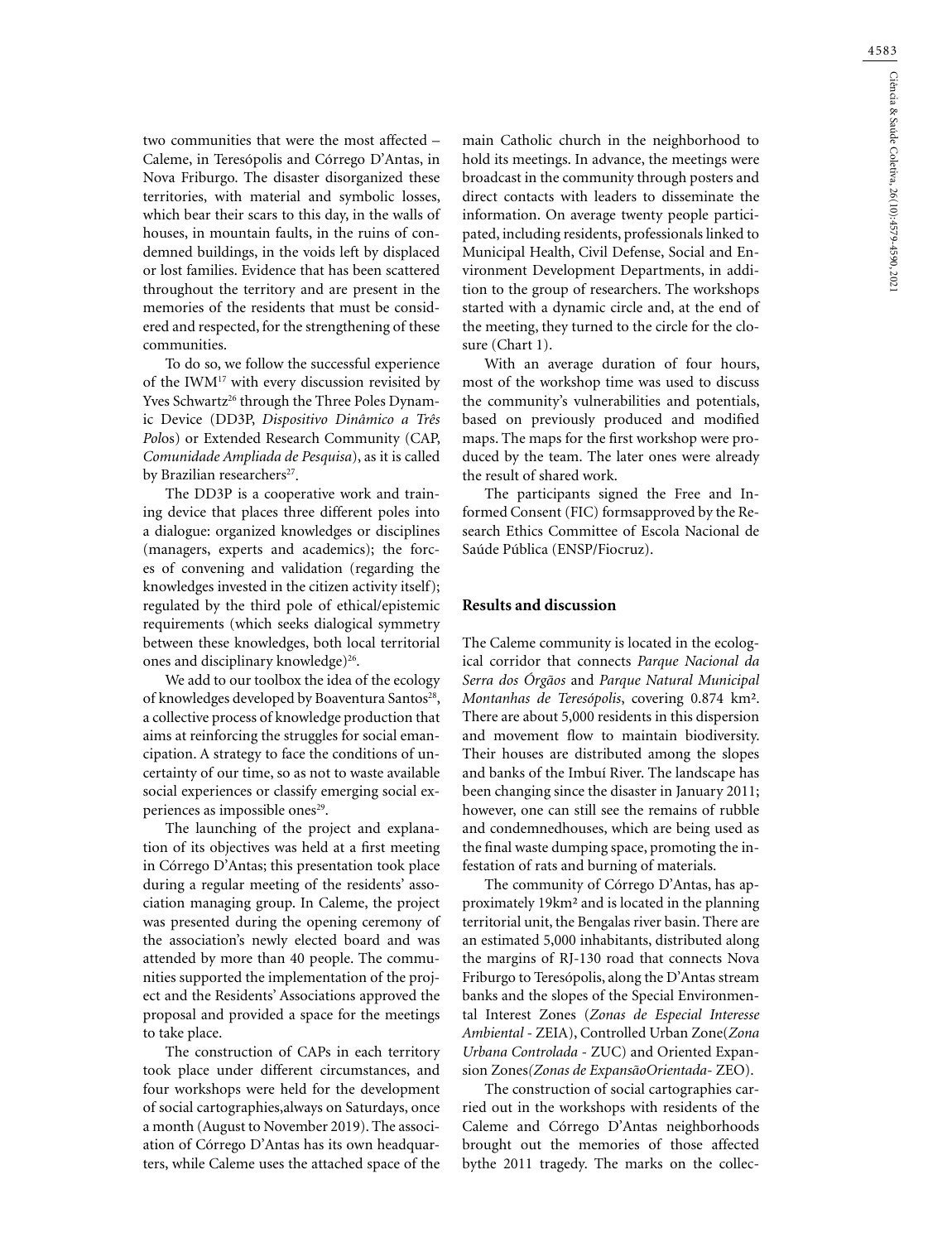two communities that were the most affected – Caleme, in Teresópolis and Córrego D'Antas, in Nova Friburgo. The disaster disorganized these territories, with material and symbolic losses, which bear their scars to this day, in the walls of houses, in mountain faults, in the ruins of condemned buildings, in the voids left by displaced or lost families. Evidence that has been scattered throughout the territory and are present in the memories of the residents that must be considered and respected, for the strengthening of these communities.

To do so, we follow the successful experience of the IWM[17] with every discussion revisited by Yves Schwartz[26] through the Three Poles Dynamic Device (DD3P, *Dispositivo Dinâmico a Três Pol*os) or Extended Research Community (CAP, *Comunidade Ampliada de Pesquisa*), as it is called by Brazilian researchers[27].

The DD3P is a cooperative work and training device that places three different poles into a dialogue: organized knowledges or disciplines (managers, experts and academics); the forces of convening and validation (regarding the knowledges invested in the citizen activity itself); regulated by the third pole of ethical/epistemic requirements (which seeks dialogical symmetry between these knowledges, both local territorial ones and disciplinary knowledge)[26].

We add to our toolbox the idea of the ecology of knowledges developed by Boaventura Santos[28], a collective process of knowledge production that aims at reinforcing the struggles for social emancipation. A strategy to face the conditions of uncertainty of our time, so as not to waste available social experiences or classify emerging social experiences as impossible ones[29].

The launching of the project and explanation of its objectives was held at a first meeting in Córrego D'Antas; this presentation took place during a regular meeting of the residents' association managing group. In Caleme, the project was presented during the opening ceremony of the association's newly elected board and was attended by more than 40 people. The communities supported the implementation of the project and the Residents' Associations approved the proposal and provided a space for the meetings to take place.

The construction of CAPs in each territory took place under different circumstances, and four workshops were held for the development of social cartographies,always on Saturdays, once a month (August to November 2019). The association of Córrego D'Antas has its own headquarters, while Caleme uses the attached space of the main Catholic church in the neighborhood to hold its meetings. In advance, the meetings were broadcast in the community through posters and direct contacts with leaders to disseminate the information. On average twenty people participated, including residents, professionals linked to Municipal Health, Civil Defense, Social and Environment Development Departments, in addition to the group of researchers. The workshops started with a dynamic circle and, at the end of the meeting, they turned to the circle for the closure (Chart 1).

With an average duration of four hours, most of the workshop time was used to discuss the community's vulnerabilities and potentials, based on previously produced and modified maps. The maps for the first workshop were produced by the team. The later ones were already the result of shared work.

The participants signed the Free and Informed Consent (FIC) formsapproved by the Research Ethics Committee of Escola Nacional de Saúde Pública (ENSP/Fiocruz).

## Results and discussion

The Caleme community is located in the ecological corridor that connects *Parque Nacional da Serra dos Órgãos* and *Parque Natural Municipal Montanhas de Teresópolis*, covering 0.874 km². There are about 5,000 residents in this dispersion and movement flow to maintain biodiversity. Their houses are distributed among the slopes and banks of the Imbuí River. The landscape has been changing since the disaster in January 2011; however, one can still see the remains of rubble and condemnedhouses, which are being used as the final waste dumping space, promoting the infestation of rats and burning of materials.

The community of Córrego D'Antas, has approximately 19km² and is located in the planning territorial unit, the Bengalas river basin. There are an estimated 5,000 inhabitants, distributed along the margins of RJ-130 road that connects Nova Friburgo to Teresópolis, along the D'Antas stream banks and the slopes of the Special Environmental Interest Zones (*Zonas de Especial Interesse Ambiental* - ZEIA), Controlled Urban Zone(*Zona Urbana Controlada* - ZUC) and Oriented Expansion Zones*(Zonas de ExpansãoOrientada*- ZEO).

The construction of social cartographies carried out in the workshops with residents of the Caleme and Córrego D'Antas neighborhoods brought out the memories of those affected bythe 2011 tragedy. The marks on the collec-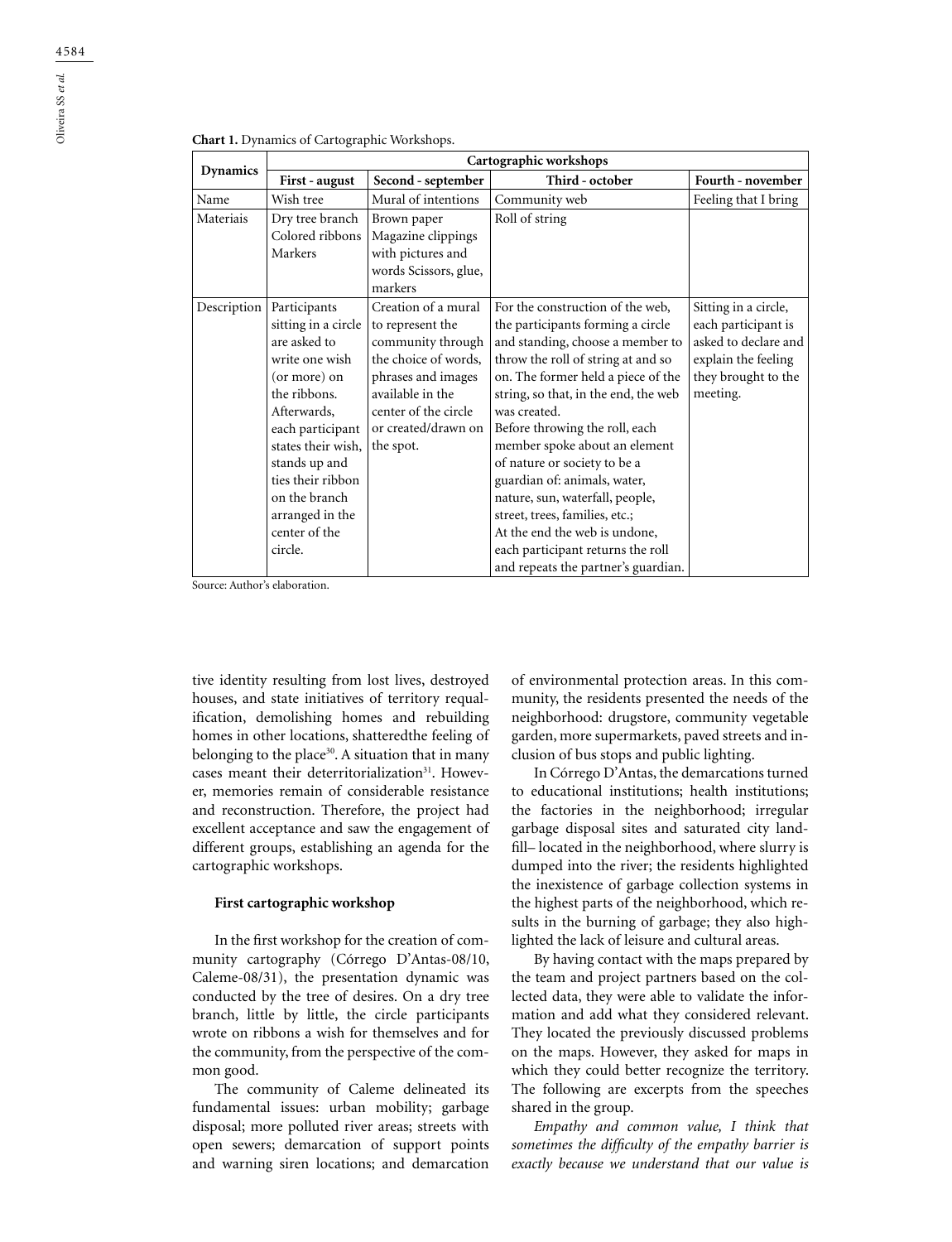**Chart 1.** Dynamics of Cartographic Workshops.

| Dynamics | Cartographic workshops | | | |
|---|---|---|---|---|
| | First - august | Second - september | Third - october | Fourth - november |
| Name | Wish tree | Mural of intentions | Community web | Feeling that I bring |
| Materiais | Dry tree branch Colored ribbons Markers | Brown paper Magazine clippings with pictures and words Scissors, glue, markers | Roll of string | |
| Description | Participants sitting in a circle are asked to write one wish (or more) on the ribbons. Afterwards, each participant states their wish, stands up and ties their ribbon on the branch arranged in the center of the circle. | Creation of a mural to represent the community through the choice of words, phrases and images available in the center of the circle or created/drawn on the spot. | For the construction of the web, the participants forming a circle and standing, choose a member to throw the roll of string at and so on. The former held a piece of the string, so that, in the end, the web was created. Before throwing the roll, each member spoke about an element of nature or society to be a guardian of: animals, water, nature, sun, waterfall, people, street, trees, families, etc.; At the end the web is undone, each participant returns the roll and repeats the partner's guardian. | Sitting in a circle, each participant is asked to declare and explain the feeling they brought to the meeting. |

Source: Author's elaboration.

tive identity resulting from lost lives, destroyed houses, and state initiatives of territory requalification, demolishing homes and rebuilding homes in other locations, shatteredthe feeling of belonging to the place[30]. A situation that in many cases meant their deterritorialization[31]. However, memories remain of considerable resistance and reconstruction. Therefore, the project had excellent acceptance and saw the engagement of different groups, establishing an agenda for the cartographic workshops.

### First cartographic workshop

In the first workshop for the creation of community cartography (Córrego D'Antas-08/10, Caleme-08/31), the presentation dynamic was conducted by the tree of desires. On a dry tree branch, little by little, the circle participants wrote on ribbons a wish for themselves and for the community, from the perspective of the common good.

The community of Caleme delineated its fundamental issues: urban mobility; garbage disposal; more polluted river areas; streets with open sewers; demarcation of support points and warning siren locations; and demarcation of environmental protection areas. In this community, the residents presented the needs of the neighborhood: drugstore, community vegetable garden, more supermarkets, paved streets and inclusion of bus stops and public lighting.

In Córrego D'Antas, the demarcations turned to educational institutions; health institutions; the factories in the neighborhood; irregular garbage disposal sites and saturated city landfill– located in the neighborhood, where slurry is dumped into the river; the residents highlighted the inexistence of garbage collection systems in the highest parts of the neighborhood, which results in the burning of garbage; they also highlighted the lack of leisure and cultural areas.

By having contact with the maps prepared by the team and project partners based on the collected data, they were able to validate the information and add what they considered relevant. They located the previously discussed problems on the maps. However, they asked for maps in which they could better recognize the territory. The following are excerpts from the speeches shared in the group.

*Empathy and common value, I think that sometimes the difficulty of the empathy barrier is exactly because we understand that our value is*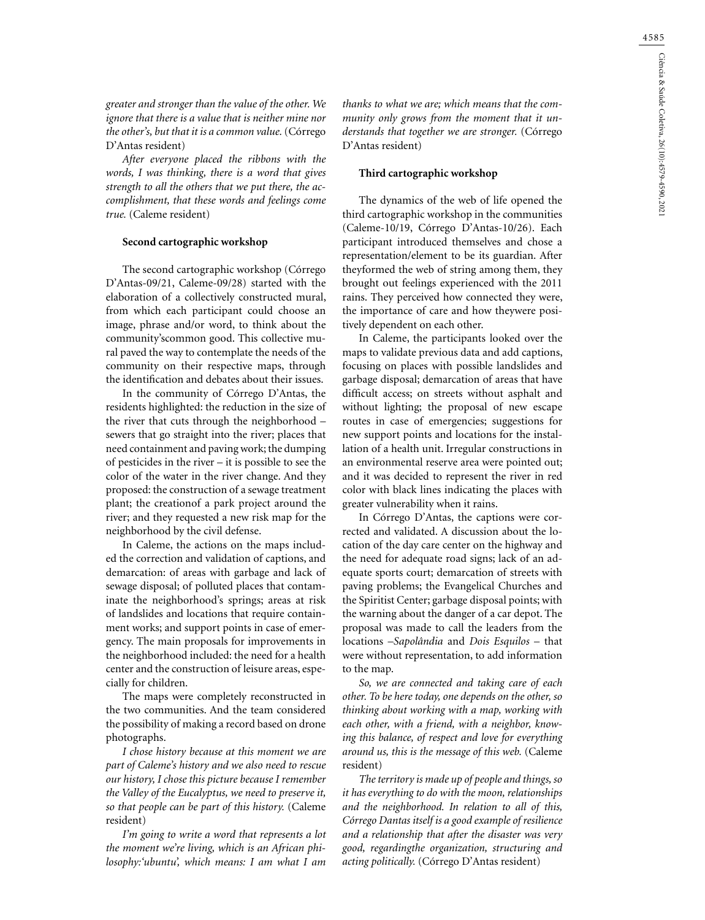*greater and stronger than the value of the other. We ignore that there is a value that is neither mine nor the other's, but that it is a common value.* (Córrego D'Antas resident)

*After everyone placed the ribbons with the words, I was thinking, there is a word that gives strength to all the others that we put there, the accomplishment, that these words and feelings come true.* (Caleme resident)

### Second cartographic workshop

The second cartographic workshop (Córrego D'Antas-09/21, Caleme-09/28) started with the elaboration of a collectively constructed mural, from which each participant could choose an image, phrase and/or word, to think about the community'scommon good. This collective mural paved the way to contemplate the needs of the community on their respective maps, through the identification and debates about their issues.

In the community of Córrego D'Antas, the residents highlighted: the reduction in the size of the river that cuts through the neighborhood – sewers that go straight into the river; places that need containment and paving work; the dumping of pesticides in the river – it is possible to see the color of the water in the river change. And they proposed: the construction of a sewage treatment plant; the creationof a park project around the river; and they requested a new risk map for the neighborhood by the civil defense.

In Caleme, the actions on the maps included the correction and validation of captions, and demarcation: of areas with garbage and lack of sewage disposal; of polluted places that contaminate the neighborhood's springs; areas at risk of landslides and locations that require containment works; and support points in case of emergency. The main proposals for improvements in the neighborhood included: the need for a health center and the construction of leisure areas, especially for children.

The maps were completely reconstructed in the two communities. And the team considered the possibility of making a record based on drone photographs.

*I chose history because at this moment we are part of Caleme's history and we also need to rescue our history, I chose this picture because I remember the Valley of the Eucalyptus, we need to preserve it, so that people can be part of this history.* (Caleme resident)

*I'm going to write a word that represents a lot the moment we're living, which is an African philosophy:'ubuntu', which means: I am what I am thanks to what we are; which means that the community only grows from the moment that it understands that together we are stronger.* (Córrego D'Antas resident)

### Third cartographic workshop

The dynamics of the web of life opened the third cartographic workshop in the communities (Caleme-10/19, Córrego D'Antas-10/26). Each participant introduced themselves and chose a representation/element to be its guardian. After theyformed the web of string among them, they brought out feelings experienced with the 2011 rains. They perceived how connected they were, the importance of care and how theywere positively dependent on each other.

In Caleme, the participants looked over the maps to validate previous data and add captions, focusing on places with possible landslides and garbage disposal; demarcation of areas that have difficult access; on streets without asphalt and without lighting; the proposal of new escape routes in case of emergencies; suggestions for new support points and locations for the installation of a health unit. Irregular constructions in an environmental reserve area were pointed out; and it was decided to represent the river in red color with black lines indicating the places with greater vulnerability when it rains.

In Córrego D'Antas, the captions were corrected and validated. A discussion about the location of the day care center on the highway and the need for adequate road signs; lack of an adequate sports court; demarcation of streets with paving problems; the Evangelical Churches and the Spiritist Center; garbage disposal points; with the warning about the danger of a car depot. The proposal was made to call the leaders from the locations –*Sapolândia* and *Dois Esquilos* – that were without representation, to add information to the map.

*So, we are connected and taking care of each other. To be here today, one depends on the other, so thinking about working with a map, working with each other, with a friend, with a neighbor, knowing this balance, of respect and love for everything around us, this is the message of this web.* (Caleme resident)

*The territory is made up of people and things, so it has everything to do with the moon, relationships and the neighborhood. In relation to all of this, Córrego Dantas itself is a good example of resilience and a relationship that after the disaster was very good, regardingthe organization, structuring and acting politically.* (Córrego D'Antas resident)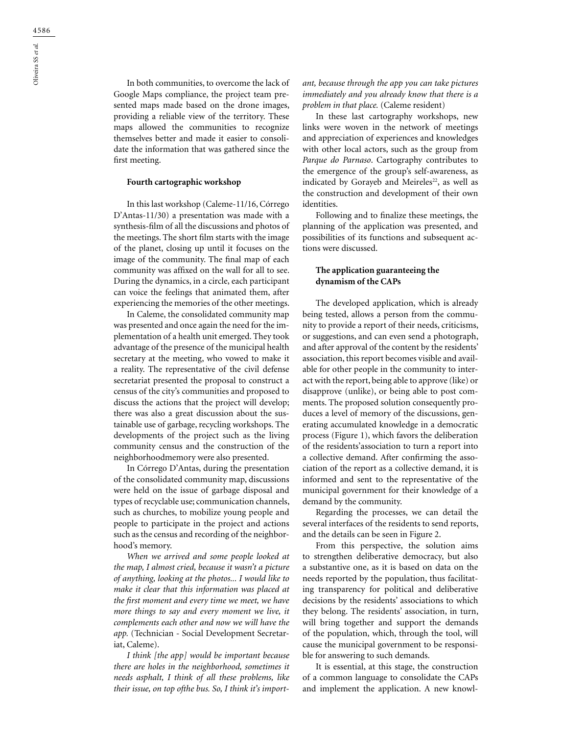In both communities, to overcome the lack of Google Maps compliance, the project team presented maps made based on the drone images, providing a reliable view of the territory. These maps allowed the communities to recognize themselves better and made it easier to consolidate the information that was gathered since the first meeting.

### Fourth cartographic workshop

In this last workshop (Caleme-11/16, Córrego D'Antas-11/30) a presentation was made with a synthesis-film of all the discussions and photos of the meetings. The short film starts with the image of the planet, closing up until it focuses on the image of the community. The final map of each community was affixed on the wall for all to see. During the dynamics, in a circle, each participant can voice the feelings that animated them, after experiencing the memories of the other meetings.

In Caleme, the consolidated community map was presented and once again the need for the implementation of a health unit emerged. They took advantage of the presence of the municipal health secretary at the meeting, who vowed to make it a reality. The representative of the civil defense secretariat presented the proposal to construct a census of the city's communities and proposed to discuss the actions that the project will develop; there was also a great discussion about the sustainable use of garbage, recycling workshops. The developments of the project such as the living community census and the construction of the neighborhoodmemory were also presented.

In Córrego D'Antas, during the presentation of the consolidated community map, discussions were held on the issue of garbage disposal and types of recyclable use; communication channels, such as churches, to mobilize young people and people to participate in the project and actions such as the census and recording of the neighborhood's memory.

*When we arrived and some people looked at the map, I almost cried, because it wasn't a picture of anything, looking at the photos... I would like to make it clear that this information was placed at the first moment and every time we meet, we have more things to say and every moment we live, it complements each other and now we will have the app.* (Technician - Social Development Secretariat, Caleme).

*I think [the app] would be important because there are holes in the neighborhood, sometimes it needs asphalt, I think of all these problems, like their issue, on top ofthe bus. So, I think it's important, because through the app you can take pictures immediately and you already know that there is a problem in that place.* (Caleme resident)

In these last cartography workshops, new links were woven in the network of meetings and appreciation of experiences and knowledges with other local actors, such as the group from *Parque do Parnaso*. Cartography contributes to the emergence of the group's self-awareness, as indicated by Gorayeb and Meireles[22], as well as the construction and development of their own identities.

Following and to finalize these meetings, the planning of the application was presented, and possibilities of its functions and subsequent actions were discussed.

### The application guaranteeing the dynamism of the CAPs

The developed application, which is already being tested, allows a person from the community to provide a report of their needs, criticisms, or suggestions, and can even send a photograph, and after approval of the content by the residents' association, this report becomes visible and available for other people in the community to interact with the report, being able to approve (like) or disapprove (unlike), or being able to post comments. The proposed solution consequently produces a level of memory of the discussions, generating accumulated knowledge in a democratic process (Figure 1), which favors the deliberation of the residents'association to turn a report into a collective demand. After confirming the association of the report as a collective demand, it is informed and sent to the representative of the municipal government for their knowledge of a demand by the community.

Regarding the processes, we can detail the several interfaces of the residents to send reports, and the details can be seen in Figure 2.

From this perspective, the solution aims to strengthen deliberative democracy, but also a substantive one, as it is based on data on the needs reported by the population, thus facilitating transparency for political and deliberative decisions by the residents' associations to which they belong. The residents' association, in turn, will bring together and support the demands of the population, which, through the tool, will cause the municipal government to be responsible for answering to such demands.

It is essential, at this stage, the construction of a common language to consolidate the CAPs and implement the application. A new knowl-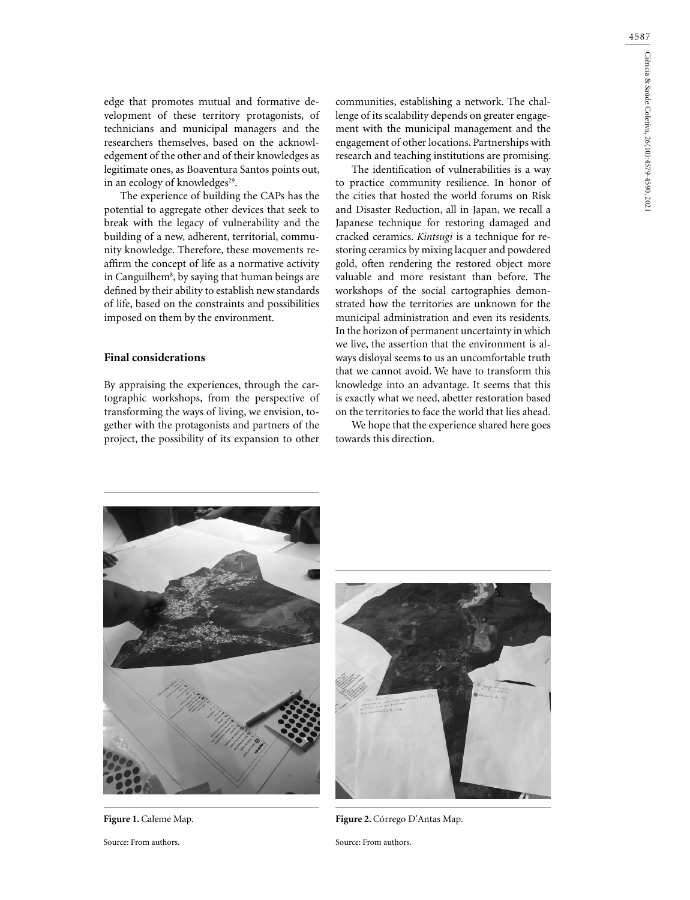edge that promotes mutual and formative development of these territory protagonists, of technicians and municipal managers and the researchers themselves, based on the acknowledgement of the other and of their knowledges as legitimate ones, as Boaventura Santos points out, in an ecology of knowledges[29].

The experience of building the CAPs has the potential to aggregate other devices that seek to break with the legacy of vulnerability and the building of a new, adherent, territorial, community knowledge. Therefore, these movements reaffirm the concept of life as a normative activity in Canguilhem[8], by saying that human beings are defined by their ability to establish new standards of life, based on the constraints and possibilities imposed on them by the environment.

## Final considerations

By appraising the experiences, through the cartographic workshops, from the perspective of transforming the ways of living, we envision, together with the protagonists and partners of the project, the possibility of its expansion to other communities, establishing a network. The challenge of its scalability depends on greater engagement with the municipal management and the engagement of other locations. Partnerships with research and teaching institutions are promising.

The identification of vulnerabilities is a way to practice community resilience. In honor of the cities that hosted the world forums on Risk and Disaster Reduction, all in Japan, we recall a Japanese technique for restoring damaged and cracked ceramics. *Kintsugi* is a technique for restoring ceramics by mixing lacquer and powdered gold, often rendering the restored object more valuable and more resistant than before. The workshops of the social cartographies demonstrated how the territories are unknown for the municipal administration and even its residents. In the horizon of permanent uncertainty in which we live, the assertion that the environment is always disloyal seems to us an uncomfortable truth that we cannot avoid. We have to transform this knowledge into an advantage. It seems that this is exactly what we need, abetter restoration based on the territories to face the world that lies ahead.

We hope that the experience shared here goes towards this direction.

**Figure 1.** Caleme Map.

Source: From authors.

**Figure 2.** Córrego D'Antas Map.

Source: From authors.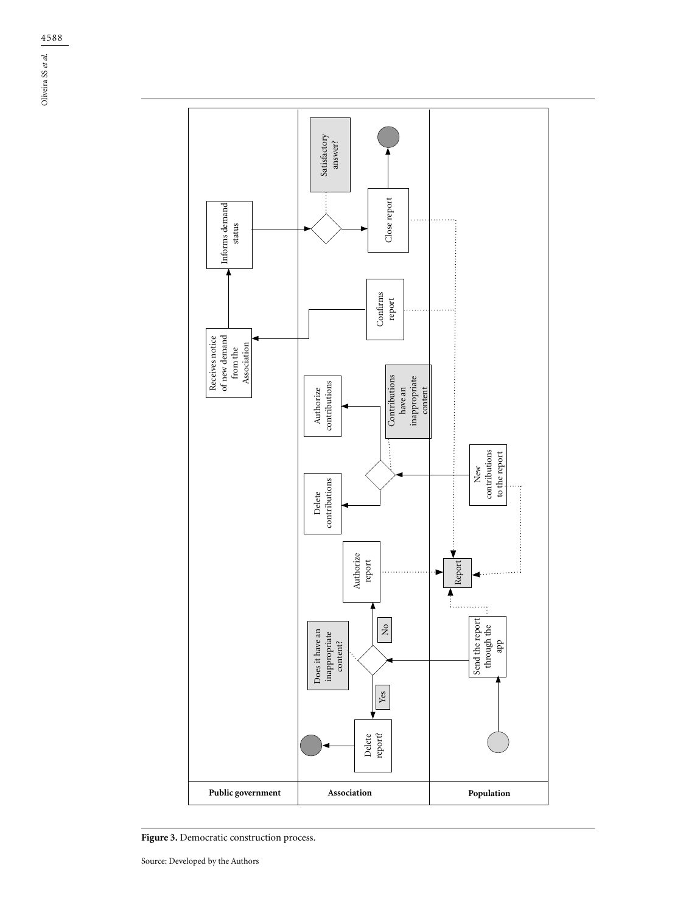**Figure 3.** Democratic construction process.

Source: Developed by the Authors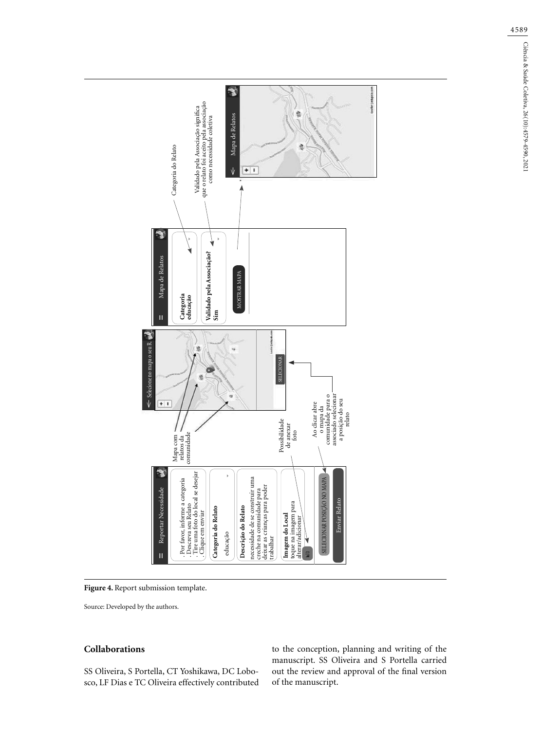**Figure 4.** Report submission template.

Source: Developed by the authors.

## Collaborations

SS Oliveira, S Portella, CT Yoshikawa, DC Lobosco, LF Dias e TC Oliveira effectively contributed to the conception, planning and writing of the manuscript. SS Oliveira and S Portella carried out the review and approval of the final version of the manuscript.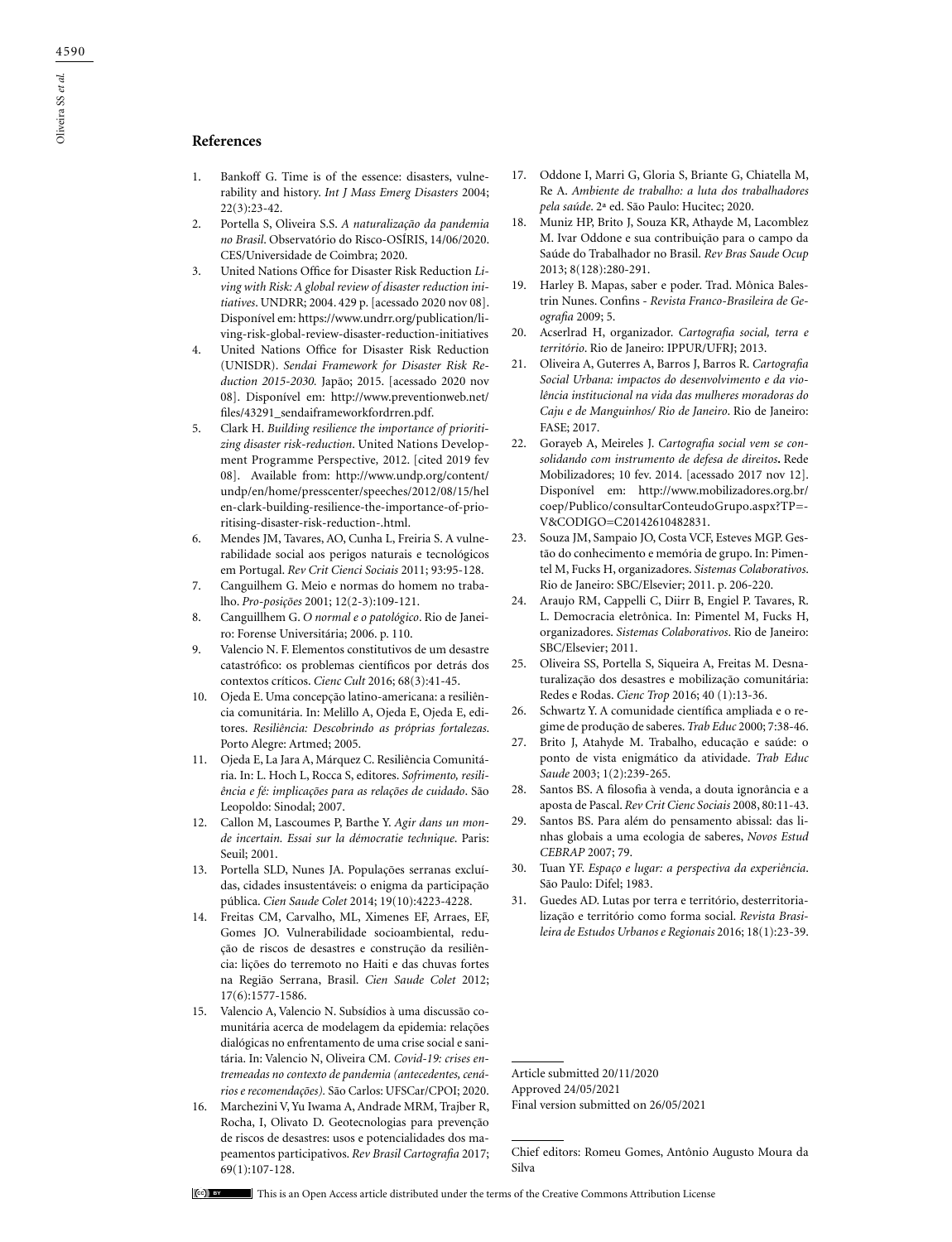## References

1. Bankoff G. Time is of the essence: disasters, vulnerability and history. *Int J Mass Emerg Disasters* 2004; 22(3):23-42.
2. Portella S, Oliveira S.S. *A naturalização da pandemia no Brasil*. Observatório do Risco-OSÍRIS, 14/06/2020. CES/Universidade de Coimbra; 2020.
3. United Nations Office for Disaster Risk Reduction *Living with Risk: A global review of disaster reduction initiatives*. UNDRR; 2004. 429 p. [acessado 2020 nov 08]. Disponível em: https://www.undrr.org/publication/living-risk-global-review-disaster-reduction-initiatives
4. United Nations Office for Disaster Risk Reduction (UNISDR). *Sendai Framework for Disaster Risk Reduction 2015-2030.* Japão; 2015. [acessado 2020 nov 08]. Disponível em: http://www.preventionweb.net/files/43291_sendaiframeworkfordrren.pdf.
5. Clark H. *Building resilience the importance of prioritizing disaster risk-reduction*. United Nations Development Programme Perspective, 2012. [cited 2019 fev 08]. Available from: http://www.undp.org/content/undp/en/home/presscenter/speeches/2012/08/15/helen-clark-building-resilience-the-importance-of-prioritising-disaster-risk-reduction-.html.
6. Mendes JM, Tavares, AO, Cunha L, Freiria S. A vulnerabilidade social aos perigos naturais e tecnológicos em Portugal. *Rev Crit Cienci Sociais* 2011; 93:95-128.
7. Canguilhem G. Meio e normas do homem no trabalho. *Pro-posições* 2001; 12(2-3):109-121.
8. Canguillhem G. *O normal e o patológico*. Rio de Janeiro: Forense Universitária; 2006. p. 110.
9. Valencio N. F. Elementos constitutivos de um desastre catastrófico: os problemas científicos por detrás dos contextos críticos. *Cienc Cult* 2016; 68(3):41-45.
10. Ojeda E. Uma concepção latino-americana: a resiliência comunitária. In: Melillo A, Ojeda E, Ojeda E, editores. *Resiliência: Descobrindo as próprias fortalezas*. Porto Alegre: Artmed; 2005.
11. Ojeda E, La Jara A, Márquez C. Resiliência Comunitária. In: L. Hoch L, Rocca S, editores. *Sofrimento, resiliência e fé: implicações para as relações de cuidado*. São Leopoldo: Sinodal; 2007.
12. Callon M, Lascoumes P, Barthe Y. *Agir dans un monde incertain. Essai sur la démocratie technique*. Paris: Seuil; 2001.
13. Portella SLD, Nunes JA. Populações serranas excluídas, cidades insustentáveis: o enigma da participação pública. *Cien Saude Colet* 2014; 19(10):4223-4228.
14. Freitas CM, Carvalho, ML, Ximenes EF, Arraes, EF, Gomes JO. Vulnerabilidade socioambiental, redução de riscos de desastres e construção da resiliência: lições do terremoto no Haiti e das chuvas fortes na Região Serrana, Brasil. *Cien Saude Colet* 2012; 17(6):1577-1586.
15. Valencio A, Valencio N. Subsídios à uma discussão comunitária acerca de modelagem da epidemia: relações dialógicas no enfrentamento de uma crise social e sanitária. In: Valencio N, Oliveira CM. *Covid-19: crises entremeadas no contexto de pandemia (antecedentes, cenários e recomendações)*. São Carlos: UFSCar/CPOI; 2020.
16. Marchezini V, Yu Iwama A, Andrade MRM, Trajber R, Rocha, I, Olivato D. Geotecnologias para prevenção de riscos de desastres: usos e potencialidades dos mapeamentos participativos. *Rev Brasil Cartografia* 2017; 69(1):107-128.
17. Oddone I, Marri G, Gloria S, Briante G, Chiatella M, Re A. *Ambiente de trabalho: a luta dos trabalhadores pela saúde*. 2ª ed. São Paulo: Hucitec; 2020.
18. Muniz HP, Brito J, Souza KR, Athayde M, Lacomblez M. Ivar Oddone e sua contribuição para o campo da Saúde do Trabalhador no Brasil. *Rev Bras Saude Ocup* 2013; 8(128):280-291.
19. Harley B. Mapas, saber e poder. Trad. Mônica Balestrin Nunes. Confins - *Revista Franco-Brasileira de Geografia* 2009; 5.
20. Acserlrad H, organizador. *Cartografia social, terra e território*. Rio de Janeiro: IPPUR/UFRJ; 2013.
21. Oliveira A, Guterres A, Barros J, Barros R. *Cartografia Social Urbana: impactos do desenvolvimento e da violência institucional na vida das mulheres moradoras do Caju e de Manguinhos/ Rio de Janeiro*. Rio de Janeiro: FASE; 2017.
22. Gorayeb A, Meireles J. *Cartografia social vem se consolidando com instrumento de defesa de direitos***.** Rede Mobilizadores; 10 fev. 2014. [acessado 2017 nov 12]. Disponível em: http://www.mobilizadores.org.br/coep/Publico/consultarConteudoGrupo.aspx?TP=V&CODIGO=C20142610482831.
23. Souza JM, Sampaio JO, Costa VCF, Esteves MGP. Gestão do conhecimento e memória de grupo. In: Pimentel M, Fucks H, organizadores. *Sistemas Colaborativos*. Rio de Janeiro: SBC/Elsevier; 2011. p. 206-220.
24. Araujo RM, Cappelli C, Diirr B, Engiel P. Tavares, R. L. Democracia eletrônica. In: Pimentel M, Fucks H, organizadores. *Sistemas Colaborativos*. Rio de Janeiro: SBC/Elsevier; 2011.
25. Oliveira SS, Portella S, Siqueira A, Freitas M. Desnaturalização dos desastres e mobilização comunitária: Redes e Rodas. *Cienc Trop* 2016; 40 (1):13-36.
26. Schwartz Y. A comunidade científica ampliada e o regime de produção de saberes. *Trab Educ* 2000; 7:38-46.
27. Brito J, Atahyde M. Trabalho, educação e saúde: o ponto de vista enigmático da atividade. *Trab Educ Saude* 2003; 1(2):239-265.
28. Santos BS. A filosofia à venda, a douta ignorância e a aposta de Pascal. *Rev Crit Cienc Sociais* 2008, 80:11-43.
29. Santos BS. Para além do pensamento abissal: das linhas globais a uma ecologia de saberes, *Novos Estud CEBRAP* 2007; 79.
30. Tuan YF. *Espaço e lugar: a perspectiva da experiência*. São Paulo: Difel; 1983.
31. Guedes AD. Lutas por terra e território, desterritorialização e território como forma social. *Revista Brasileira de Estudos Urbanos e Regionais* 2016; 18(1):23-39.

Article submitted 20/11/2020
Approved 24/05/2021
Final version submitted on 26/05/2021

Chief editors: Romeu Gomes, Antônio Augusto Moura da Silva

This is an Open Access article distributed under the terms of the Creative Commons Attribution License